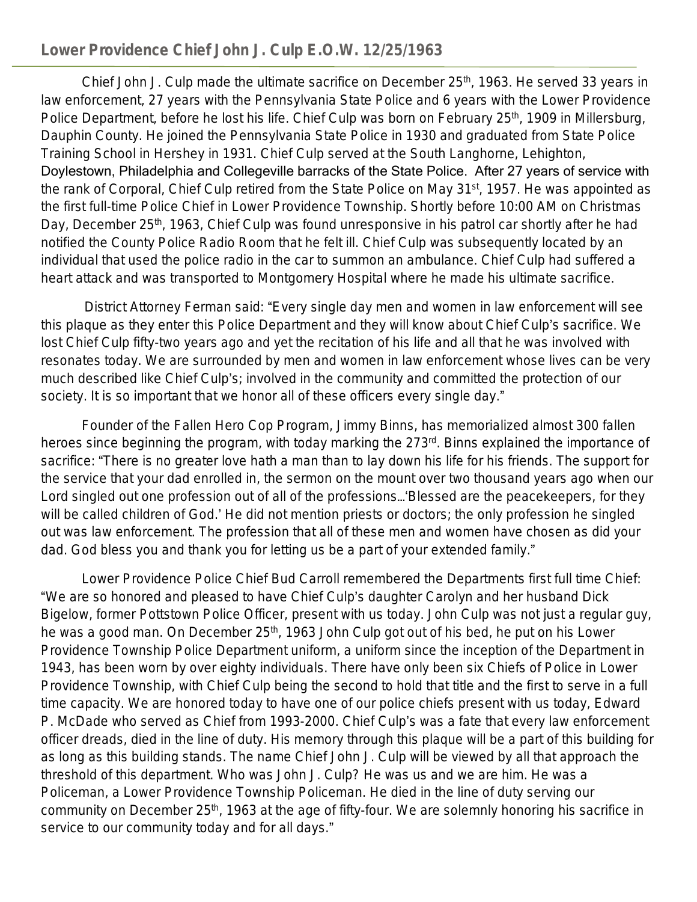## Lower Providence Chief John J. Culp E.O.W. 12/25/1963

Chief John J. Culp made the ultimate sacrifice on December 25th, 1963. He served 33 years in law enforcement, 27 years with the Pennsylvania State Police and 6 years with the Lower Providence Police Department, before he lost his life. Chief Culp was born on February 25th, 1909 in Millersburg, Dauphin County. He joined the Pennsylvania State Police in 1930 and graduated from State Police Training School in Hershey in 1931. Chief Culp served at the South Langhorne, Lehighton, Doylestown, Philadelphia and Collegeville barracks of the State Police. After 27 years of service with the rank of Corporal, Chief Culp retired from the State Police on May 31st, 1957. He was appointed as the first full-time Police Chief in Lower Providence Township. Shortly before 10:00 AM on Christmas Day, December 25th, 1963, Chief Culp was found unresponsive in his patrol car shortly after he had notified the County Police Radio Room that he felt ill. Chief Culp was subsequently located by an individual that used the police radio in the car to summon an ambulance. Chief Culp had suffered a heart attack and was transported to Montgomery Hospital where he made his ultimate sacrifice.

District Attorney Ferman said: "Every single day men and women in law enforcement will see this plaque as they enter this Police Department and they will know about Chief Culp's sacrifice. We lost Chief Culp fifty-two years ago and yet the recitation of his life and all that he was involved with resonates today. We are surrounded by men and women in law enforcement whose lives can be very much described like Chief Culp's; involved in the community and committed the protection of our society. It is so important that we honor all of these officers every single day."

Founder of the Fallen Hero Cop Program, Jimmy Binns, has memorialized almost 300 fallen heroes since beginning the program, with today marking the 273rd. Binns explained the importance of sacrifice: "There is no greater love hath a man than to lay down his life for his friends. The support for the service that your dad enrolled in, the sermon on the mount over two thousand years ago when our Lord singled out one profession out of all of the professions…'Blessed are the peacekeepers, for they will be called children of God.' He did not mention priests or doctors; the only profession he singled out was law enforcement. The profession that all of these men and women have chosen as did your dad. God bless you and thank you for letting us be a part of your extended family."

Lower Providence Police Chief Bud Carroll remembered the Departments first full time Chief: "We are so honored and pleased to have Chief Culp's daughter Carolyn and her husband Dick Bigelow, former Pottstown Police Officer, present with us today. John Culp was not just a regular guy, he was a good man. On December 25th, 1963 John Culp got out of his bed, he put on his Lower Providence Township Police Department uniform, a uniform since the inception of the Department in 1943, has been worn by over eighty individuals. There have only been six Chiefs of Police in Lower Providence Township, with Chief Culp being the second to hold that title and the first to serve in a full time capacity. We are honored today to have one of our police chiefs present with us today, Edward P. McDade who served as Chief from 1993-2000. Chief Culp's was a fate that every law enforcement officer dreads, died in the line of duty. His memory through this plaque will be a part of this building for as long as this building stands. The name Chief John J. Culp will be viewed by all that approach the threshold of this department. Who was John J. Culp? He was us and we are him. He was a Policeman, a Lower Providence Township Policeman. He died in the line of duty serving our community on December 25th, 1963 at the age of fifty-four. We are solemnly honoring his sacrifice in service to our community today and for all days."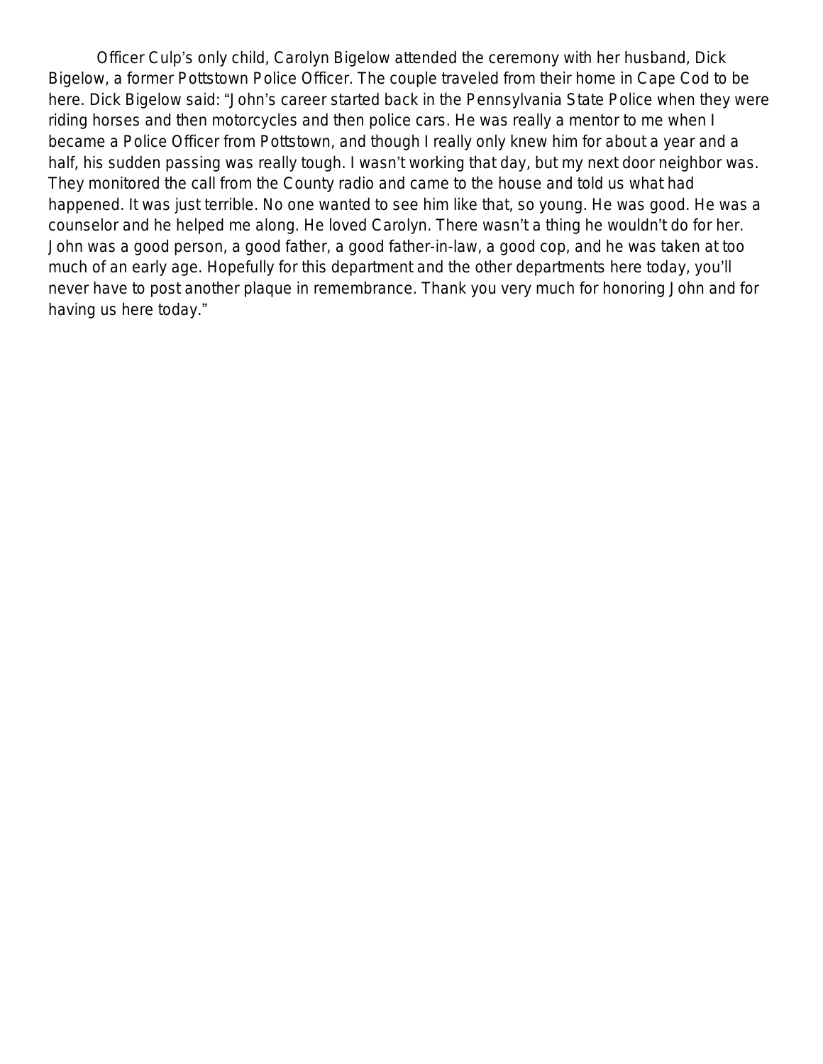Officer Culp's only child, Carolyn Bigelow attended the ceremony with her husband, Dick Bigelow, a former Pottstown Police Officer. The couple traveled from their home in Cape Cod to be here. Dick Bigelow said: "John's career started back in the Pennsylvania State Police when they were riding horses and then motorcycles and then police cars. He was really a mentor to me when I became a Police Officer from Pottstown, and though I really only knew him for about a year and a half, his sudden passing was really tough. I wasn't working that day, but my next door neighbor was. They monitored the call from the County radio and came to the house and told us what had happened. It was just terrible. No one wanted to see him like that, so young. He was good. He was a counselor and he helped me along. He loved Carolyn. There wasn't a thing he wouldn't do for her. John was a good person, a good father, a good father-in-law, a good cop, and he was taken at too much of an early age. Hopefully for this department and the other departments here today, you'll never have to post another plaque in remembrance. Thank you very much for honoring John and for having us here today."